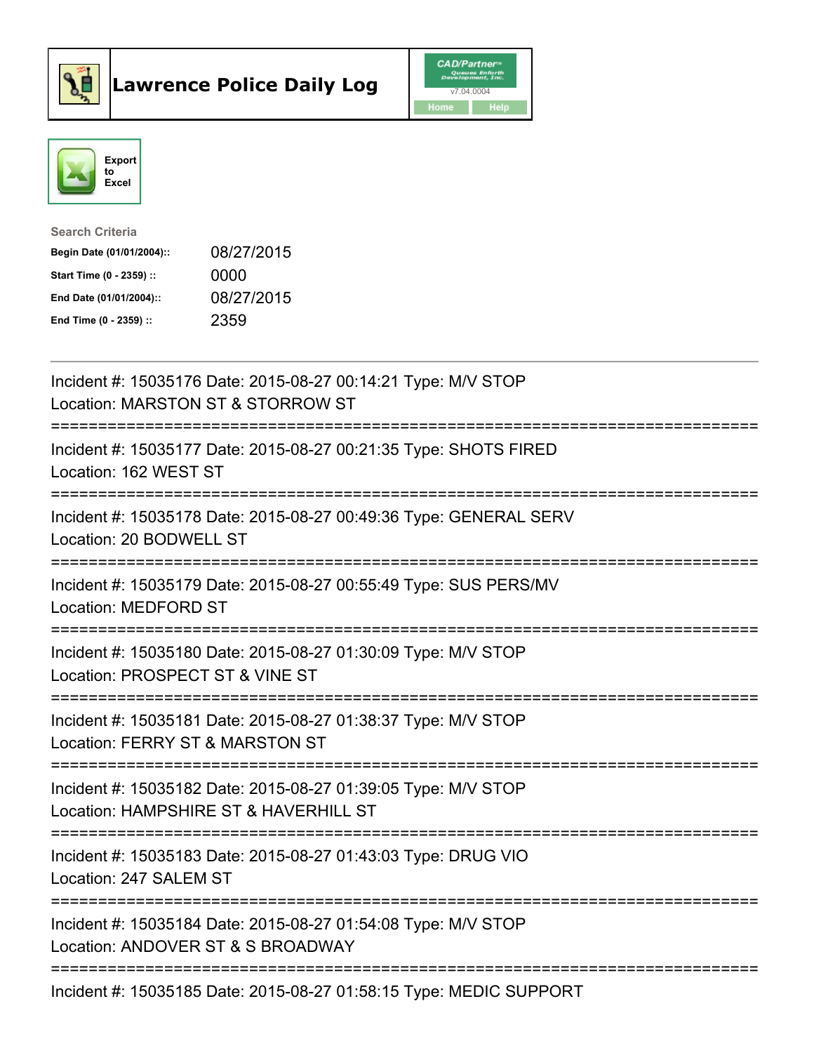# Lawrence Police Daily Log

CAD/Partner
v7.04.0004
Home Help

Export to Excel

**Search Criteria**

| | |
|---|---|
| **Begin Date (01/01/2004)::** | 08/27/2015 |
| **Start Time (0 - 2359) ::** | 0000 |
| **End Date (01/01/2004)::** | 08/27/2015 |
| **End Time (0 - 2359) ::** | 2359 |

---

Incident #: 15035176 Date: 2015-08-27 00:14:21 Type: M/V STOP
Location: MARSTON ST & STORROW ST

===========================================================================

Incident #: 15035177 Date: 2015-08-27 00:21:35 Type: SHOTS FIRED
Location: 162 WEST ST

===========================================================================

Incident #: 15035178 Date: 2015-08-27 00:49:36 Type: GENERAL SERV
Location: 20 BODWELL ST

===========================================================================

Incident #: 15035179 Date: 2015-08-27 00:55:49 Type: SUS PERS/MV
Location: MEDFORD ST

===========================================================================

Incident #: 15035180 Date: 2015-08-27 01:30:09 Type: M/V STOP
Location: PROSPECT ST & VINE ST

===========================================================================

Incident #: 15035181 Date: 2015-08-27 01:38:37 Type: M/V STOP
Location: FERRY ST & MARSTON ST

===========================================================================

Incident #: 15035182 Date: 2015-08-27 01:39:05 Type: M/V STOP
Location: HAMPSHIRE ST & HAVERHILL ST

===========================================================================

Incident #: 15035183 Date: 2015-08-27 01:43:03 Type: DRUG VIO
Location: 247 SALEM ST

===========================================================================

Incident #: 15035184 Date: 2015-08-27 01:54:08 Type: M/V STOP
Location: ANDOVER ST & S BROADWAY

===========================================================================

Incident #: 15035185 Date: 2015-08-27 01:58:15 Type: MEDIC SUPPORT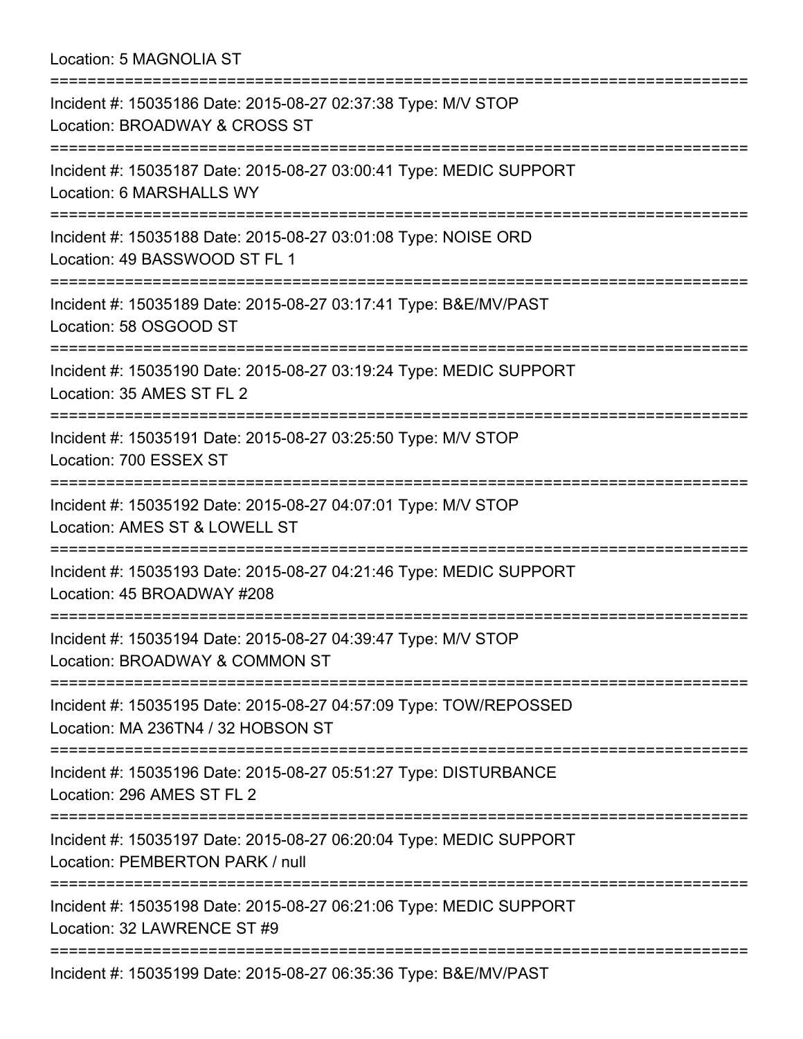Location: 5 MAGNOLIA ST

===========================================================================

Incident #: 15035186 Date: 2015-08-27 02:37:38 Type: M/V STOP
Location: BROADWAY & CROSS ST

===========================================================================

Incident #: 15035187 Date: 2015-08-27 03:00:41 Type: MEDIC SUPPORT
Location: 6 MARSHALLS WY

===========================================================================

Incident #: 15035188 Date: 2015-08-27 03:01:08 Type: NOISE ORD
Location: 49 BASSWOOD ST FL 1

===========================================================================

Incident #: 15035189 Date: 2015-08-27 03:17:41 Type: B&E/MV/PAST
Location: 58 OSGOOD ST

===========================================================================

Incident #: 15035190 Date: 2015-08-27 03:19:24 Type: MEDIC SUPPORT
Location: 35 AMES ST FL 2

===========================================================================

Incident #: 15035191 Date: 2015-08-27 03:25:50 Type: M/V STOP
Location: 700 ESSEX ST

===========================================================================

Incident #: 15035192 Date: 2015-08-27 04:07:01 Type: M/V STOP
Location: AMES ST & LOWELL ST

===========================================================================

Incident #: 15035193 Date: 2015-08-27 04:21:46 Type: MEDIC SUPPORT
Location: 45 BROADWAY #208

===========================================================================

Incident #: 15035194 Date: 2015-08-27 04:39:47 Type: M/V STOP
Location: BROADWAY & COMMON ST

===========================================================================

Incident #: 15035195 Date: 2015-08-27 04:57:09 Type: TOW/REPOSSED
Location: MA 236TN4 / 32 HOBSON ST

===========================================================================

Incident #: 15035196 Date: 2015-08-27 05:51:27 Type: DISTURBANCE
Location: 296 AMES ST FL 2

===========================================================================

Incident #: 15035197 Date: 2015-08-27 06:20:04 Type: MEDIC SUPPORT
Location: PEMBERTON PARK / null

===========================================================================

Incident #: 15035198 Date: 2015-08-27 06:21:06 Type: MEDIC SUPPORT
Location: 32 LAWRENCE ST #9

===========================================================================

Incident #: 15035199 Date: 2015-08-27 06:35:36 Type: B&E/MV/PAST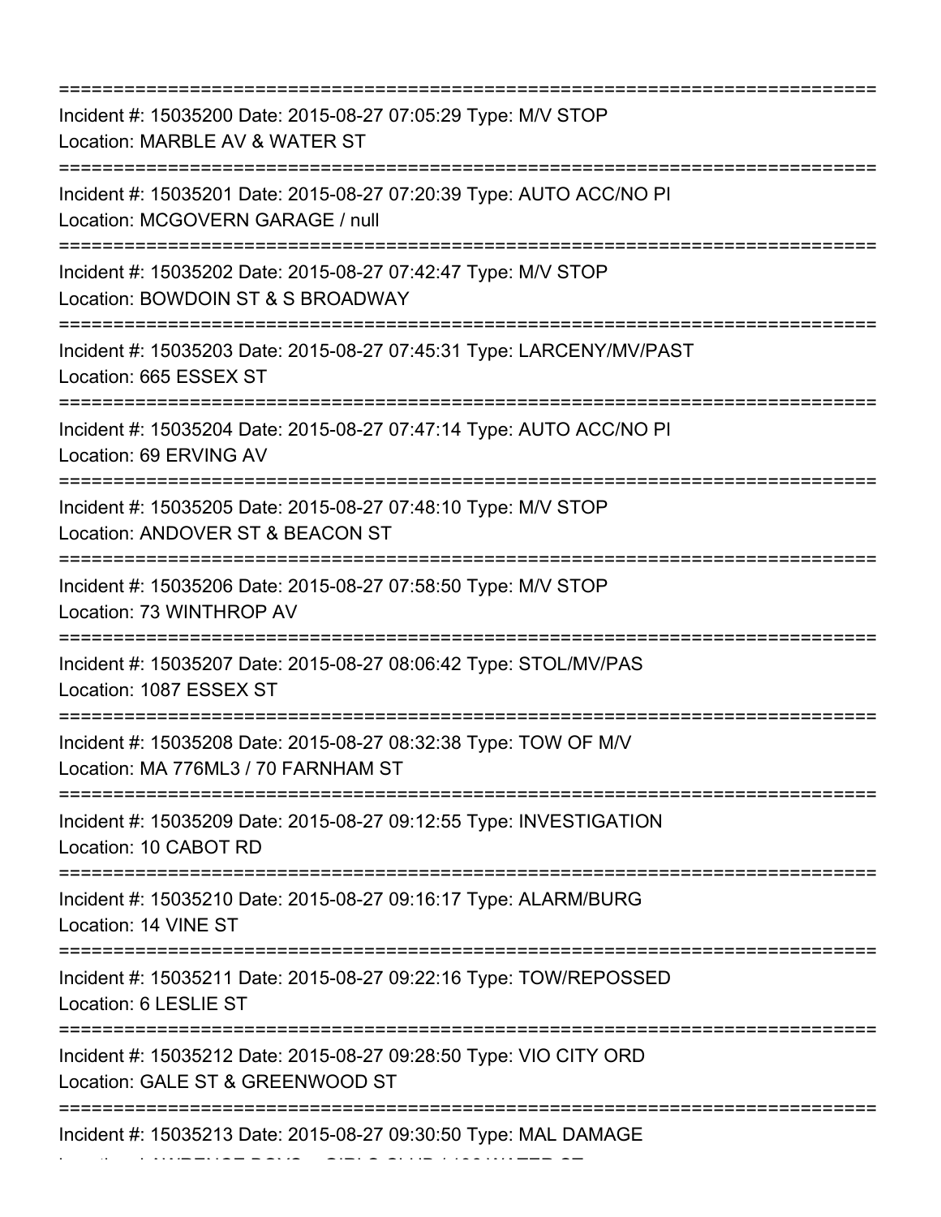===========================================================================
Incident #: 15035200 Date: 2015-08-27 07:05:29 Type: M/V STOP
Location: MARBLE AV & WATER ST
===========================================================================
Incident #: 15035201 Date: 2015-08-27 07:20:39 Type: AUTO ACC/NO PI
Location: MCGOVERN GARAGE / null
===========================================================================
Incident #: 15035202 Date: 2015-08-27 07:42:47 Type: M/V STOP
Location: BOWDOIN ST & S BROADWAY
===========================================================================
Incident #: 15035203 Date: 2015-08-27 07:45:31 Type: LARCENY/MV/PAST
Location: 665 ESSEX ST
===========================================================================
Incident #: 15035204 Date: 2015-08-27 07:47:14 Type: AUTO ACC/NO PI
Location: 69 ERVING AV
===========================================================================
Incident #: 15035205 Date: 2015-08-27 07:48:10 Type: M/V STOP
Location: ANDOVER ST & BEACON ST
===========================================================================
Incident #: 15035206 Date: 2015-08-27 07:58:50 Type: M/V STOP
Location: 73 WINTHROP AV
===========================================================================
Incident #: 15035207 Date: 2015-08-27 08:06:42 Type: STOL/MV/PAS
Location: 1087 ESSEX ST
===========================================================================
Incident #: 15035208 Date: 2015-08-27 08:32:38 Type: TOW OF M/V
Location: MA 776ML3 / 70 FARNHAM ST
===========================================================================
Incident #: 15035209 Date: 2015-08-27 09:12:55 Type: INVESTIGATION
Location: 10 CABOT RD
===========================================================================
Incident #: 15035210 Date: 2015-08-27 09:16:17 Type: ALARM/BURG
Location: 14 VINE ST
===========================================================================
Incident #: 15035211 Date: 2015-08-27 09:22:16 Type: TOW/REPOSSED
Location: 6 LESLIE ST
===========================================================================
Incident #: 15035212 Date: 2015-08-27 09:28:50 Type: VIO CITY ORD
Location: GALE ST & GREENWOOD ST
===========================================================================
Incident #: 15035213 Date: 2015-08-27 09:30:50 Type: MAL DAMAGE
Location: LAWRENCE BOYS + GIRLS CLUB / 136 WATER ST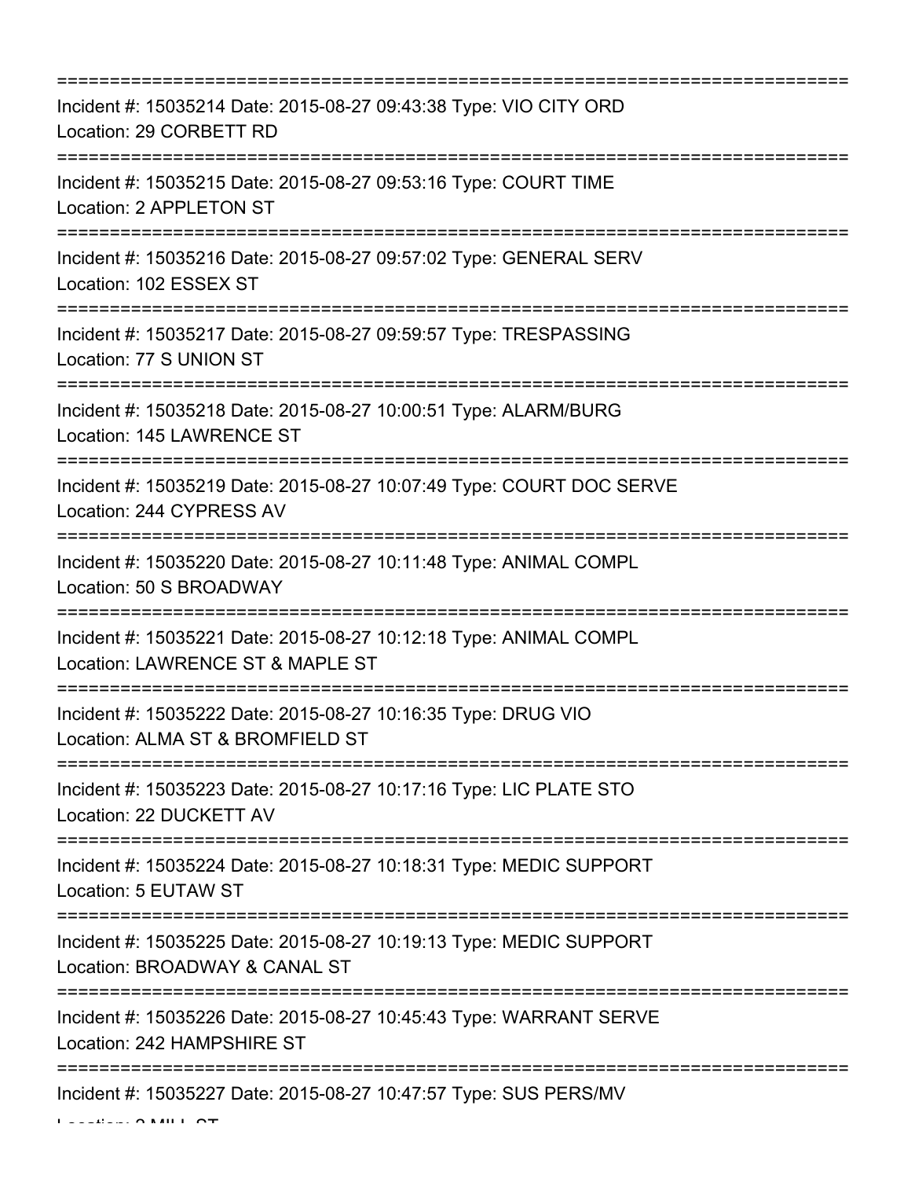Incident #: 15035214 Date: 2015-08-27 09:43:38 Type: VIO CITY ORD
Location: 29 CORBETT RD

Incident #: 15035215 Date: 2015-08-27 09:53:16 Type: COURT TIME
Location: 2 APPLETON ST

Incident #: 15035216 Date: 2015-08-27 09:57:02 Type: GENERAL SERV
Location: 102 ESSEX ST

Incident #: 15035217 Date: 2015-08-27 09:59:57 Type: TRESPASSING
Location: 77 S UNION ST

Incident #: 15035218 Date: 2015-08-27 10:00:51 Type: ALARM/BURG
Location: 145 LAWRENCE ST

Incident #: 15035219 Date: 2015-08-27 10:07:49 Type: COURT DOC SERVE
Location: 244 CYPRESS AV

Incident #: 15035220 Date: 2015-08-27 10:11:48 Type: ANIMAL COMPL
Location: 50 S BROADWAY

Incident #: 15035221 Date: 2015-08-27 10:12:18 Type: ANIMAL COMPL
Location: LAWRENCE ST & MAPLE ST

Incident #: 15035222 Date: 2015-08-27 10:16:35 Type: DRUG VIO
Location: ALMA ST & BROMFIELD ST

Incident #: 15035223 Date: 2015-08-27 10:17:16 Type: LIC PLATE STO
Location: 22 DUCKETT AV

Incident #: 15035224 Date: 2015-08-27 10:18:31 Type: MEDIC SUPPORT
Location: 5 EUTAW ST

Incident #: 15035225 Date: 2015-08-27 10:19:13 Type: MEDIC SUPPORT
Location: BROADWAY & CANAL ST

Incident #: 15035226 Date: 2015-08-27 10:45:43 Type: WARRANT SERVE
Location: 242 HAMPSHIRE ST

Incident #: 15035227 Date: 2015-08-27 10:47:57 Type: SUS PERS/MV
Location: 2 MILL ST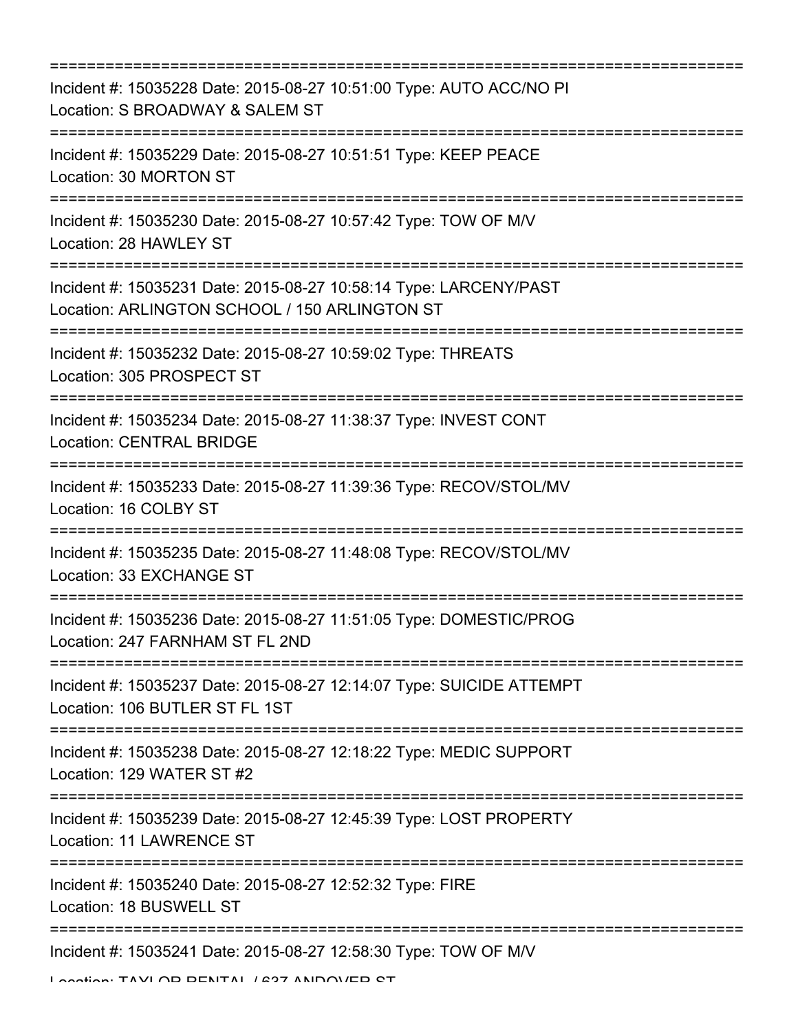===========================================================================

Incident #: 15035228 Date: 2015-08-27 10:51:00 Type: AUTO ACC/NO PI
Location: S BROADWAY & SALEM ST

===========================================================================

Incident #: 15035229 Date: 2015-08-27 10:51:51 Type: KEEP PEACE
Location: 30 MORTON ST

===========================================================================

Incident #: 15035230 Date: 2015-08-27 10:57:42 Type: TOW OF M/V
Location: 28 HAWLEY ST

===========================================================================

Incident #: 15035231 Date: 2015-08-27 10:58:14 Type: LARCENY/PAST
Location: ARLINGTON SCHOOL / 150 ARLINGTON ST

===========================================================================

Incident #: 15035232 Date: 2015-08-27 10:59:02 Type: THREATS
Location: 305 PROSPECT ST

===========================================================================

Incident #: 15035234 Date: 2015-08-27 11:38:37 Type: INVEST CONT
Location: CENTRAL BRIDGE

===========================================================================

Incident #: 15035233 Date: 2015-08-27 11:39:36 Type: RECOV/STOL/MV
Location: 16 COLBY ST

===========================================================================

Incident #: 15035235 Date: 2015-08-27 11:48:08 Type: RECOV/STOL/MV
Location: 33 EXCHANGE ST

===========================================================================

Incident #: 15035236 Date: 2015-08-27 11:51:05 Type: DOMESTIC/PROG
Location: 247 FARNHAM ST FL 2ND

===========================================================================

Incident #: 15035237 Date: 2015-08-27 12:14:07 Type: SUICIDE ATTEMPT
Location: 106 BUTLER ST FL 1ST

===========================================================================

Incident #: 15035238 Date: 2015-08-27 12:18:22 Type: MEDIC SUPPORT
Location: 129 WATER ST #2

===========================================================================

Incident #: 15035239 Date: 2015-08-27 12:45:39 Type: LOST PROPERTY
Location: 11 LAWRENCE ST

===========================================================================

Incident #: 15035240 Date: 2015-08-27 12:52:32 Type: FIRE
Location: 18 BUSWELL ST

===========================================================================

Incident #: 15035241 Date: 2015-08-27 12:58:30 Type: TOW OF M/V
Location: TAYLOR RENTAL / 637 ANDOVER ST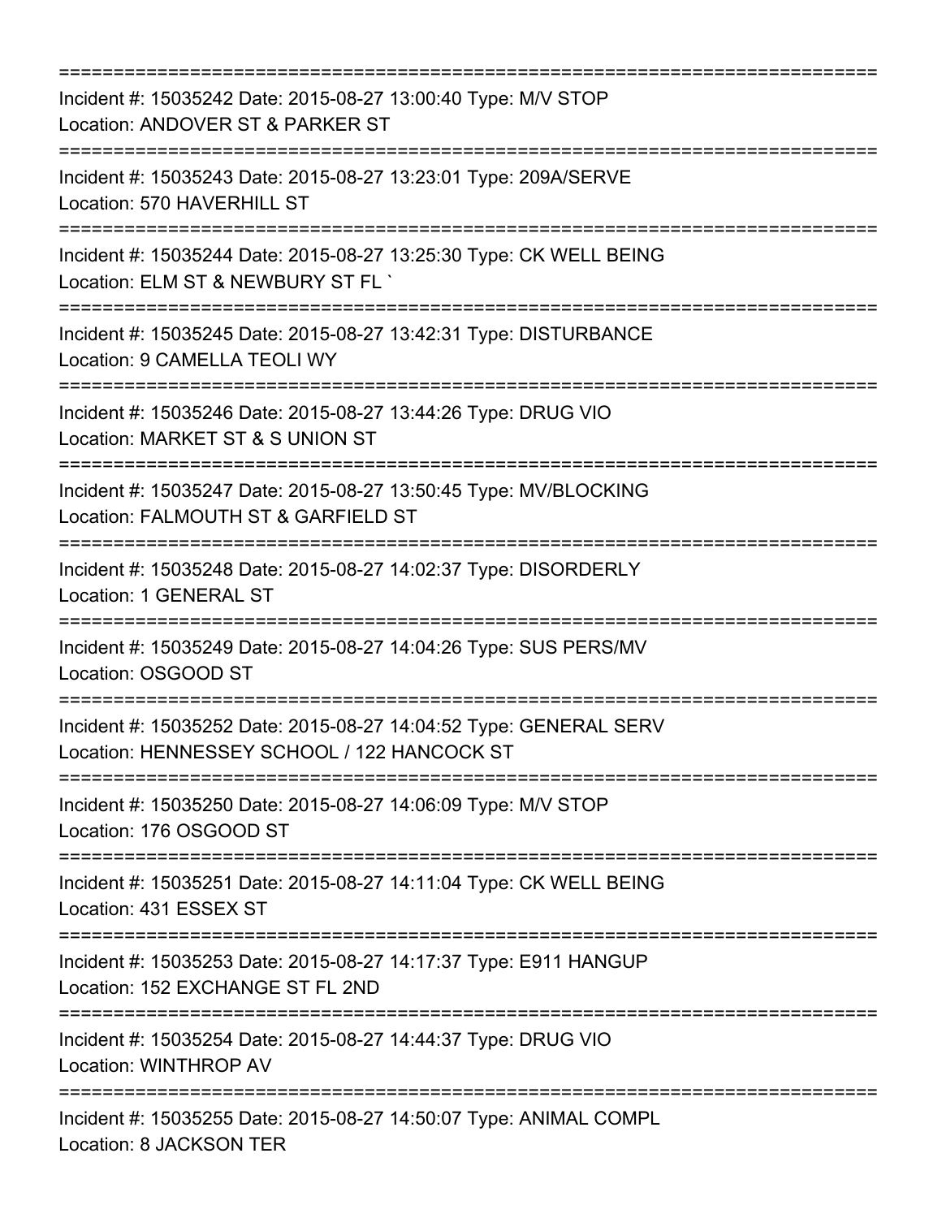===========================================================================

Incident #: 15035242 Date: 2015-08-27 13:00:40 Type: M/V STOP
Location: ANDOVER ST & PARKER ST

===========================================================================

Incident #: 15035243 Date: 2015-08-27 13:23:01 Type: 209A/SERVE
Location: 570 HAVERHILL ST

===========================================================================

Incident #: 15035244 Date: 2015-08-27 13:25:30 Type: CK WELL BEING
Location: ELM ST & NEWBURY ST FL `

===========================================================================

Incident #: 15035245 Date: 2015-08-27 13:42:31 Type: DISTURBANCE
Location: 9 CAMELLA TEOLI WY

===========================================================================

Incident #: 15035246 Date: 2015-08-27 13:44:26 Type: DRUG VIO
Location: MARKET ST & S UNION ST

===========================================================================

Incident #: 15035247 Date: 2015-08-27 13:50:45 Type: MV/BLOCKING
Location: FALMOUTH ST & GARFIELD ST

===========================================================================

Incident #: 15035248 Date: 2015-08-27 14:02:37 Type: DISORDERLY
Location: 1 GENERAL ST

===========================================================================

Incident #: 15035249 Date: 2015-08-27 14:04:26 Type: SUS PERS/MV
Location: OSGOOD ST

===========================================================================

Incident #: 15035252 Date: 2015-08-27 14:04:52 Type: GENERAL SERV
Location: HENNESSEY SCHOOL / 122 HANCOCK ST

===========================================================================

Incident #: 15035250 Date: 2015-08-27 14:06:09 Type: M/V STOP
Location: 176 OSGOOD ST

===========================================================================

Incident #: 15035251 Date: 2015-08-27 14:11:04 Type: CK WELL BEING
Location: 431 ESSEX ST

===========================================================================

Incident #: 15035253 Date: 2015-08-27 14:17:37 Type: E911 HANGUP
Location: 152 EXCHANGE ST FL 2ND

===========================================================================

Incident #: 15035254 Date: 2015-08-27 14:44:37 Type: DRUG VIO
Location: WINTHROP AV

===========================================================================

Incident #: 15035255 Date: 2015-08-27 14:50:07 Type: ANIMAL COMPL
Location: 8 JACKSON TER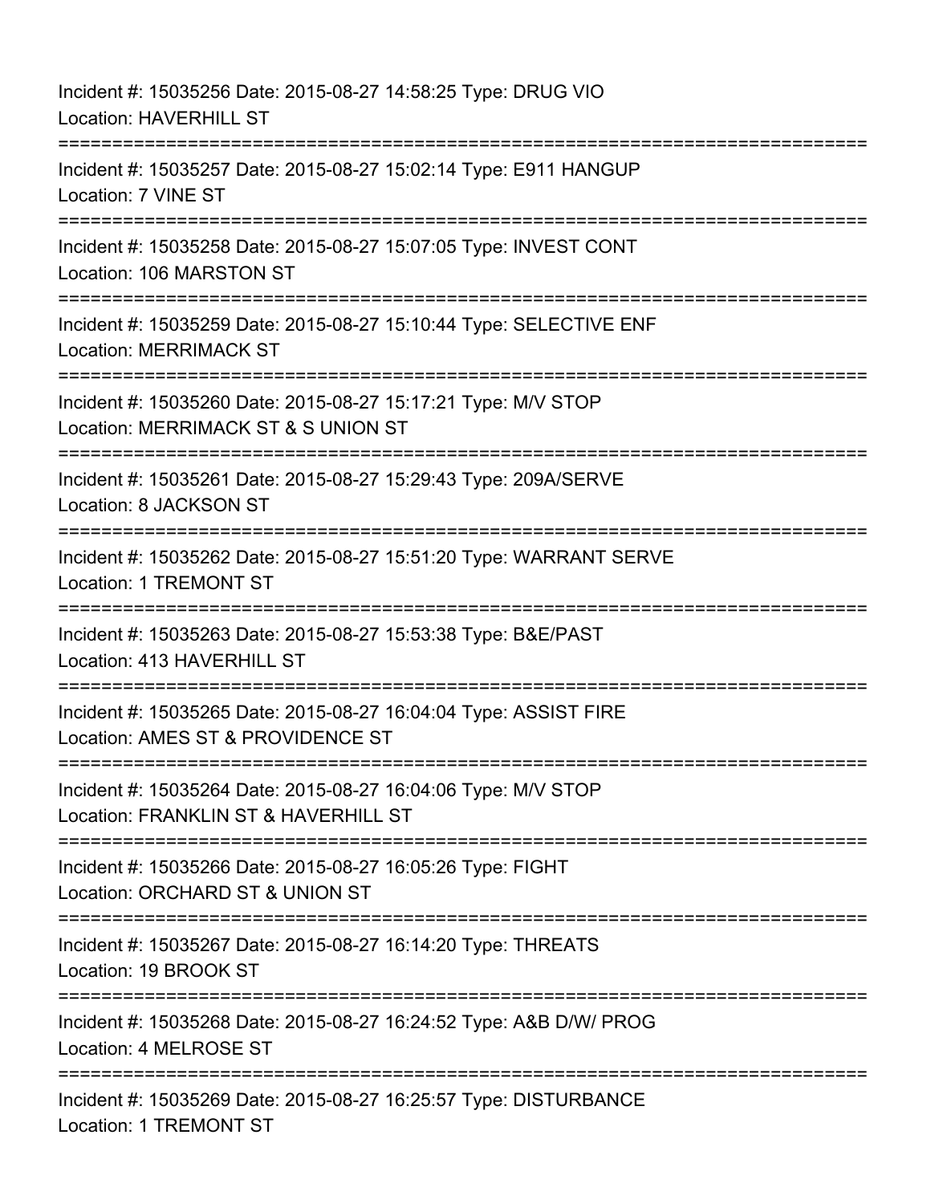Incident #: 15035256 Date: 2015-08-27 14:58:25 Type: DRUG VIO
Location: HAVERHILL ST

===========================================================================

Incident #: 15035257 Date: 2015-08-27 15:02:14 Type: E911 HANGUP
Location: 7 VINE ST

===========================================================================

Incident #: 15035258 Date: 2015-08-27 15:07:05 Type: INVEST CONT
Location: 106 MARSTON ST

===========================================================================

Incident #: 15035259 Date: 2015-08-27 15:10:44 Type: SELECTIVE ENF
Location: MERRIMACK ST

===========================================================================

Incident #: 15035260 Date: 2015-08-27 15:17:21 Type: M/V STOP
Location: MERRIMACK ST & S UNION ST

===========================================================================

Incident #: 15035261 Date: 2015-08-27 15:29:43 Type: 209A/SERVE
Location: 8 JACKSON ST

===========================================================================

Incident #: 15035262 Date: 2015-08-27 15:51:20 Type: WARRANT SERVE
Location: 1 TREMONT ST

===========================================================================

Incident #: 15035263 Date: 2015-08-27 15:53:38 Type: B&E/PAST
Location: 413 HAVERHILL ST

===========================================================================

Incident #: 15035265 Date: 2015-08-27 16:04:04 Type: ASSIST FIRE
Location: AMES ST & PROVIDENCE ST

===========================================================================

Incident #: 15035264 Date: 2015-08-27 16:04:06 Type: M/V STOP
Location: FRANKLIN ST & HAVERHILL ST

===========================================================================

Incident #: 15035266 Date: 2015-08-27 16:05:26 Type: FIGHT
Location: ORCHARD ST & UNION ST

===========================================================================

Incident #: 15035267 Date: 2015-08-27 16:14:20 Type: THREATS
Location: 19 BROOK ST

===========================================================================

Incident #: 15035268 Date: 2015-08-27 16:24:52 Type: A&B D/W/ PROG
Location: 4 MELROSE ST

===========================================================================

Incident #: 15035269 Date: 2015-08-27 16:25:57 Type: DISTURBANCE
Location: 1 TREMONT ST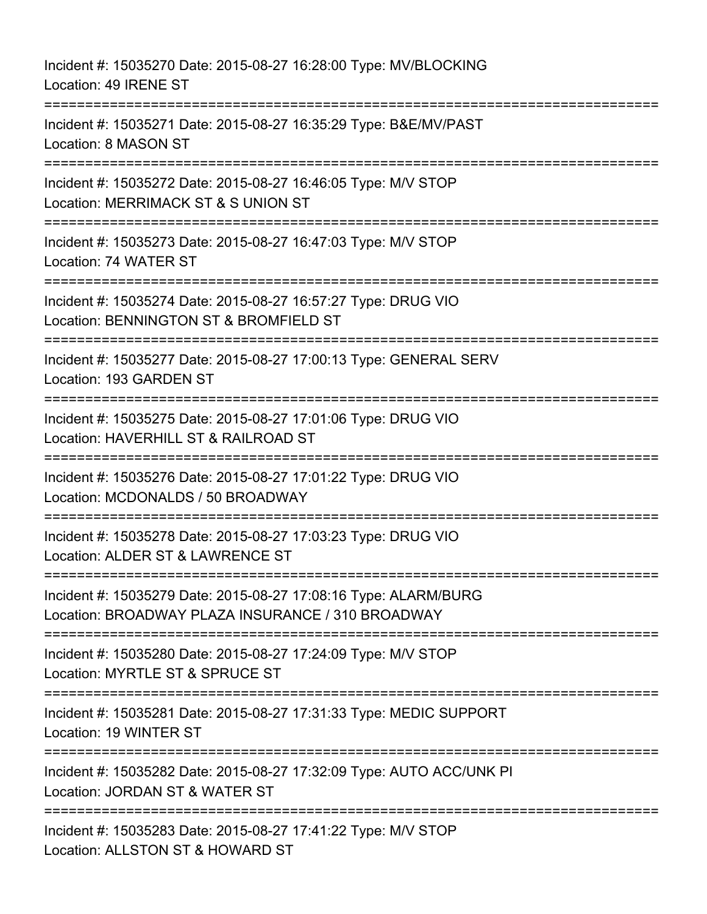Incident #: 15035270 Date: 2015-08-27 16:28:00 Type: MV/BLOCKING
Location: 49 IRENE ST

===========================================================================

Incident #: 15035271 Date: 2015-08-27 16:35:29 Type: B&E/MV/PAST
Location: 8 MASON ST

===========================================================================

Incident #: 15035272 Date: 2015-08-27 16:46:05 Type: M/V STOP
Location: MERRIMACK ST & S UNION ST

===========================================================================

Incident #: 15035273 Date: 2015-08-27 16:47:03 Type: M/V STOP
Location: 74 WATER ST

===========================================================================

Incident #: 15035274 Date: 2015-08-27 16:57:27 Type: DRUG VIO
Location: BENNINGTON ST & BROMFIELD ST

===========================================================================

Incident #: 15035277 Date: 2015-08-27 17:00:13 Type: GENERAL SERV
Location: 193 GARDEN ST

===========================================================================

Incident #: 15035275 Date: 2015-08-27 17:01:06 Type: DRUG VIO
Location: HAVERHILL ST & RAILROAD ST

===========================================================================

Incident #: 15035276 Date: 2015-08-27 17:01:22 Type: DRUG VIO
Location: MCDONALDS / 50 BROADWAY

===========================================================================

Incident #: 15035278 Date: 2015-08-27 17:03:23 Type: DRUG VIO
Location: ALDER ST & LAWRENCE ST

===========================================================================

Incident #: 15035279 Date: 2015-08-27 17:08:16 Type: ALARM/BURG
Location: BROADWAY PLAZA INSURANCE / 310 BROADWAY

===========================================================================

Incident #: 15035280 Date: 2015-08-27 17:24:09 Type: M/V STOP
Location: MYRTLE ST & SPRUCE ST

===========================================================================

Incident #: 15035281 Date: 2015-08-27 17:31:33 Type: MEDIC SUPPORT
Location: 19 WINTER ST

===========================================================================

Incident #: 15035282 Date: 2015-08-27 17:32:09 Type: AUTO ACC/UNK PI
Location: JORDAN ST & WATER ST

===========================================================================

Incident #: 15035283 Date: 2015-08-27 17:41:22 Type: M/V STOP
Location: ALLSTON ST & HOWARD ST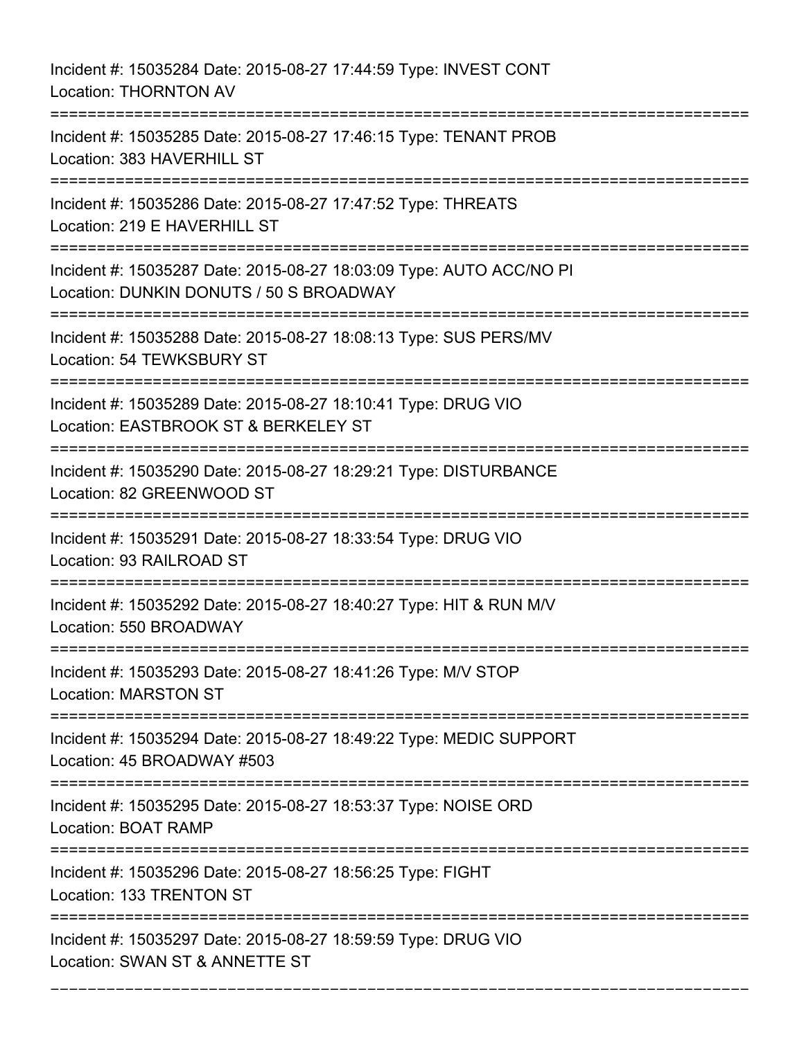Incident #: 15035284 Date: 2015-08-27 17:44:59 Type: INVEST CONT
Location: THORNTON AV

===========================================================================

Incident #: 15035285 Date: 2015-08-27 17:46:15 Type: TENANT PROB
Location: 383 HAVERHILL ST

===========================================================================

Incident #: 15035286 Date: 2015-08-27 17:47:52 Type: THREATS
Location: 219 E HAVERHILL ST

===========================================================================

Incident #: 15035287 Date: 2015-08-27 18:03:09 Type: AUTO ACC/NO PI
Location: DUNKIN DONUTS / 50 S BROADWAY

===========================================================================

Incident #: 15035288 Date: 2015-08-27 18:08:13 Type: SUS PERS/MV
Location: 54 TEWKSBURY ST

===========================================================================

Incident #: 15035289 Date: 2015-08-27 18:10:41 Type: DRUG VIO
Location: EASTBROOK ST & BERKELEY ST

===========================================================================

Incident #: 15035290 Date: 2015-08-27 18:29:21 Type: DISTURBANCE
Location: 82 GREENWOOD ST

===========================================================================

Incident #: 15035291 Date: 2015-08-27 18:33:54 Type: DRUG VIO
Location: 93 RAILROAD ST

===========================================================================

Incident #: 15035292 Date: 2015-08-27 18:40:27 Type: HIT & RUN M/V
Location: 550 BROADWAY

===========================================================================

Incident #: 15035293 Date: 2015-08-27 18:41:26 Type: M/V STOP
Location: MARSTON ST

===========================================================================

Incident #: 15035294 Date: 2015-08-27 18:49:22 Type: MEDIC SUPPORT
Location: 45 BROADWAY #503

===========================================================================

Incident #: 15035295 Date: 2015-08-27 18:53:37 Type: NOISE ORD
Location: BOAT RAMP

===========================================================================

Incident #: 15035296 Date: 2015-08-27 18:56:25 Type: FIGHT
Location: 133 TRENTON ST

===========================================================================

Incident #: 15035297 Date: 2015-08-27 18:59:59 Type: DRUG VIO
Location: SWAN ST & ANNETTE ST

---------------------------------------------------------------------------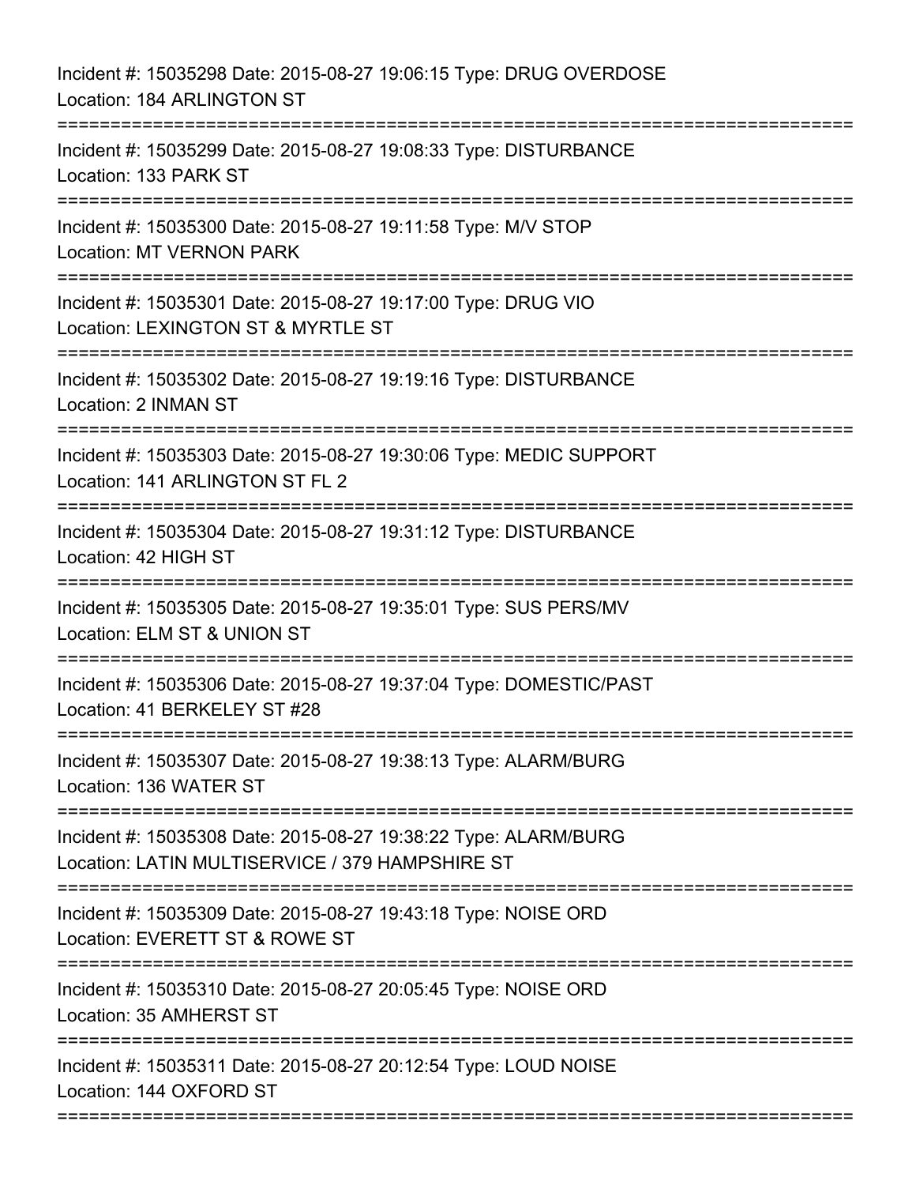Incident #: 15035298 Date: 2015-08-27 19:06:15 Type: DRUG OVERDOSE
Location: 184 ARLINGTON ST

===========================================================================

Incident #: 15035299 Date: 2015-08-27 19:08:33 Type: DISTURBANCE
Location: 133 PARK ST

===========================================================================

Incident #: 15035300 Date: 2015-08-27 19:11:58 Type: M/V STOP
Location: MT VERNON PARK

===========================================================================

Incident #: 15035301 Date: 2015-08-27 19:17:00 Type: DRUG VIO
Location: LEXINGTON ST & MYRTLE ST

===========================================================================

Incident #: 15035302 Date: 2015-08-27 19:19:16 Type: DISTURBANCE
Location: 2 INMAN ST

===========================================================================

Incident #: 15035303 Date: 2015-08-27 19:30:06 Type: MEDIC SUPPORT
Location: 141 ARLINGTON ST FL 2

===========================================================================

Incident #: 15035304 Date: 2015-08-27 19:31:12 Type: DISTURBANCE
Location: 42 HIGH ST

===========================================================================

Incident #: 15035305 Date: 2015-08-27 19:35:01 Type: SUS PERS/MV
Location: ELM ST & UNION ST

===========================================================================

Incident #: 15035306 Date: 2015-08-27 19:37:04 Type: DOMESTIC/PAST
Location: 41 BERKELEY ST #28

===========================================================================

Incident #: 15035307 Date: 2015-08-27 19:38:13 Type: ALARM/BURG
Location: 136 WATER ST

===========================================================================

Incident #: 15035308 Date: 2015-08-27 19:38:22 Type: ALARM/BURG
Location: LATIN MULTISERVICE / 379 HAMPSHIRE ST

===========================================================================

Incident #: 15035309 Date: 2015-08-27 19:43:18 Type: NOISE ORD
Location: EVERETT ST & ROWE ST

===========================================================================

Incident #: 15035310 Date: 2015-08-27 20:05:45 Type: NOISE ORD
Location: 35 AMHERST ST

===========================================================================

Incident #: 15035311 Date: 2015-08-27 20:12:54 Type: LOUD NOISE
Location: 144 OXFORD ST

===========================================================================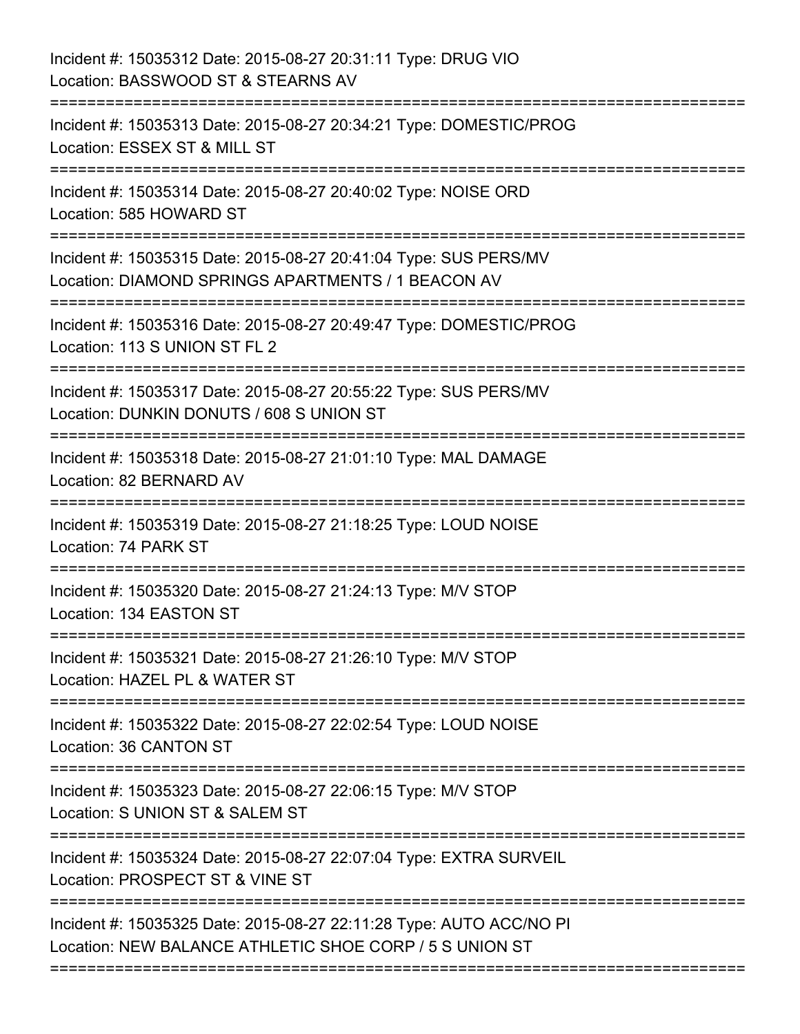Incident #: 15035312 Date: 2015-08-27 20:31:11 Type: DRUG VIO
Location: BASSWOOD ST & STEARNS AV

===========================================================================

Incident #: 15035313 Date: 2015-08-27 20:34:21 Type: DOMESTIC/PROG
Location: ESSEX ST & MILL ST

===========================================================================

Incident #: 15035314 Date: 2015-08-27 20:40:02 Type: NOISE ORD
Location: 585 HOWARD ST

===========================================================================

Incident #: 15035315 Date: 2015-08-27 20:41:04 Type: SUS PERS/MV
Location: DIAMOND SPRINGS APARTMENTS / 1 BEACON AV

===========================================================================

Incident #: 15035316 Date: 2015-08-27 20:49:47 Type: DOMESTIC/PROG
Location: 113 S UNION ST FL 2

===========================================================================

Incident #: 15035317 Date: 2015-08-27 20:55:22 Type: SUS PERS/MV
Location: DUNKIN DONUTS / 608 S UNION ST

===========================================================================

Incident #: 15035318 Date: 2015-08-27 21:01:10 Type: MAL DAMAGE
Location: 82 BERNARD AV

===========================================================================

Incident #: 15035319 Date: 2015-08-27 21:18:25 Type: LOUD NOISE
Location: 74 PARK ST

===========================================================================

Incident #: 15035320 Date: 2015-08-27 21:24:13 Type: M/V STOP
Location: 134 EASTON ST

===========================================================================

Incident #: 15035321 Date: 2015-08-27 21:26:10 Type: M/V STOP
Location: HAZEL PL & WATER ST

===========================================================================

Incident #: 15035322 Date: 2015-08-27 22:02:54 Type: LOUD NOISE
Location: 36 CANTON ST

===========================================================================

Incident #: 15035323 Date: 2015-08-27 22:06:15 Type: M/V STOP
Location: S UNION ST & SALEM ST

===========================================================================

Incident #: 15035324 Date: 2015-08-27 22:07:04 Type: EXTRA SURVEIL
Location: PROSPECT ST & VINE ST

===========================================================================

Incident #: 15035325 Date: 2015-08-27 22:11:28 Type: AUTO ACC/NO PI
Location: NEW BALANCE ATHLETIC SHOE CORP / 5 S UNION ST

===========================================================================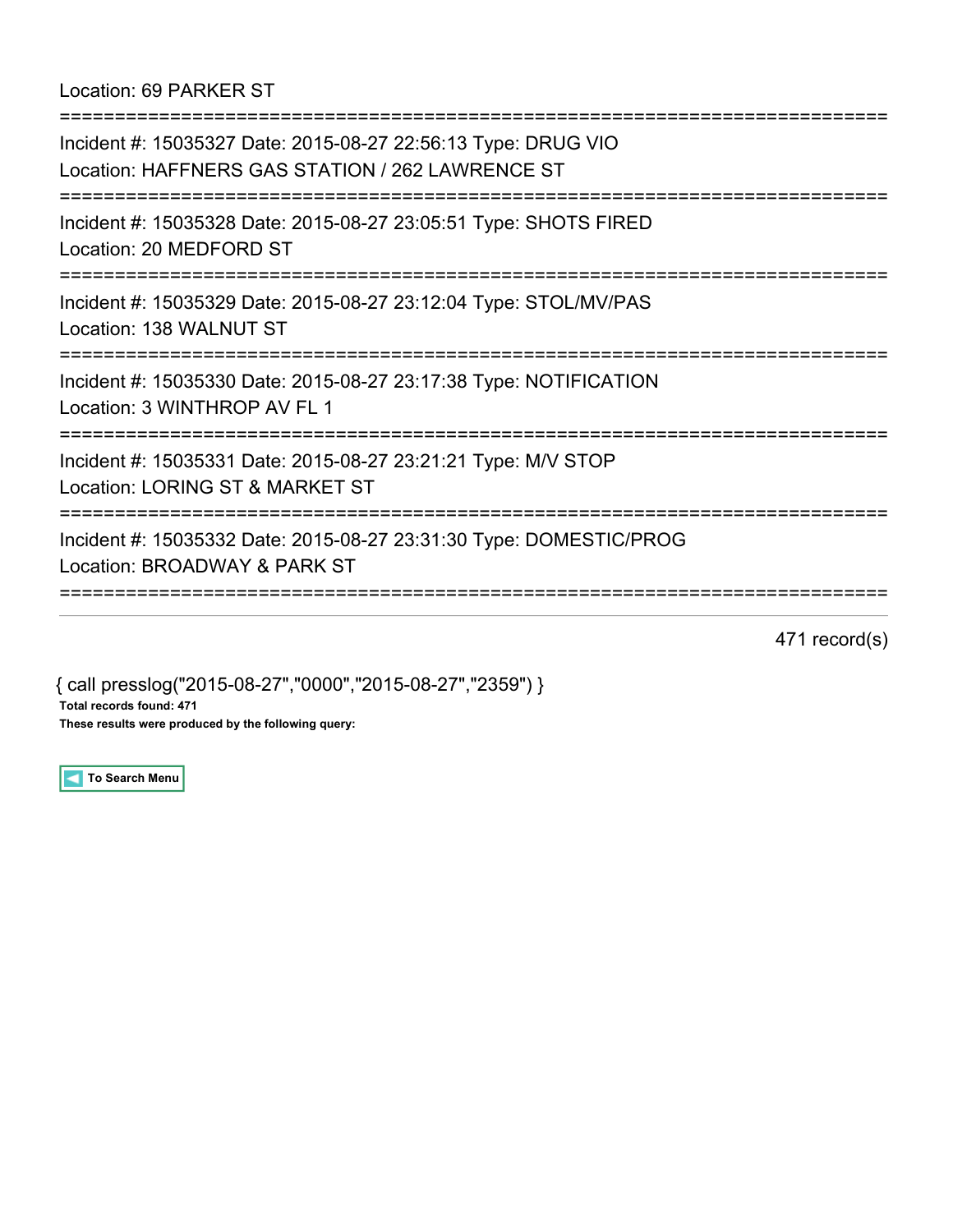Location: 69 PARKER ST

===========================================================================

Incident #: 15035327 Date: 2015-08-27 22:56:13 Type: DRUG VIO

Location: HAFFNERS GAS STATION / 262 LAWRENCE ST

===========================================================================

Incident #: 15035328 Date: 2015-08-27 23:05:51 Type: SHOTS FIRED

Location: 20 MEDFORD ST

===========================================================================

Incident #: 15035329 Date: 2015-08-27 23:12:04 Type: STOL/MV/PAS

Location: 138 WALNUT ST

===========================================================================

Incident #: 15035330 Date: 2015-08-27 23:17:38 Type: NOTIFICATION

Location: 3 WINTHROP AV FL 1

===========================================================================

Incident #: 15035331 Date: 2015-08-27 23:21:21 Type: M/V STOP

Location: LORING ST & MARKET ST

===========================================================================

Incident #: 15035332 Date: 2015-08-27 23:31:30 Type: DOMESTIC/PROG

Location: BROADWAY & PARK ST

===========================================================================

471 record(s)

{ call presslog("2015-08-27","0000","2015-08-27","2359") }

**Total records found: 471**

**These results were produced by the following query:**

To Search Menu